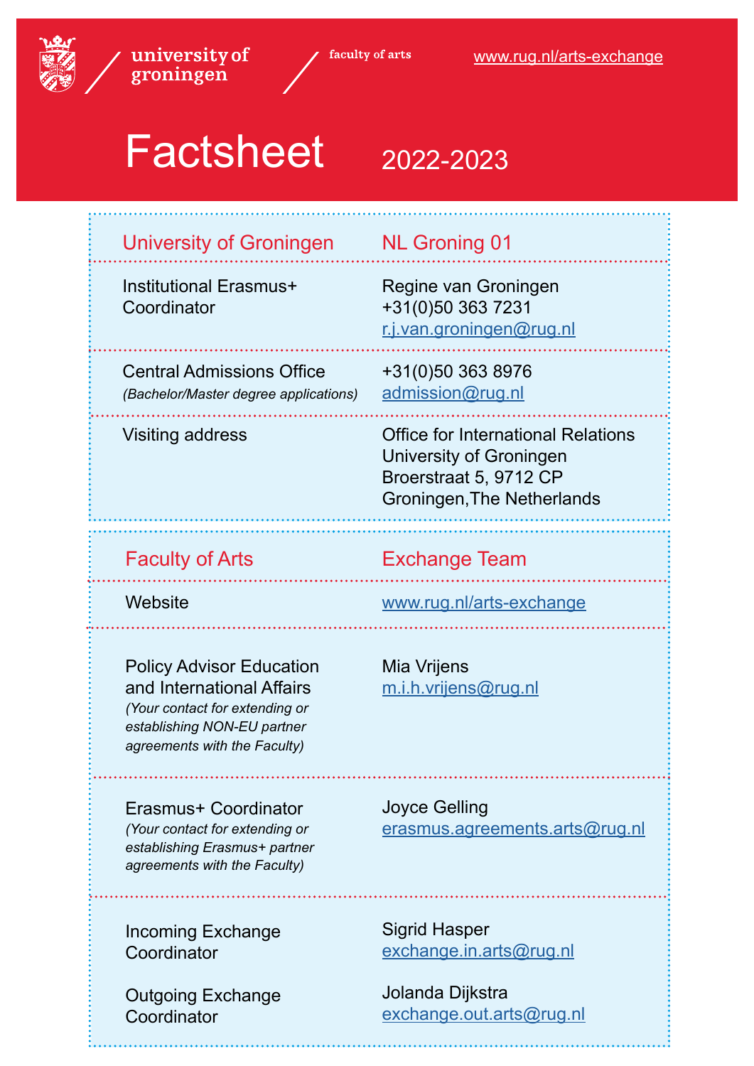university of groningen / faculty of arts

www.rug.nl/arts-exchange

# Factsheet 2022-2023

| University of Groningen | NL Groning 01 |
| --- | --- |
| Institutional Erasmus+ Coordinator | Regine van Groningen<br>+31(0)50 363 7231<br>r.j.van.groningen@rug.nl |
| Central Admissions Office<br>*(Bachelor/Master degree applications)* | +31(0)50 363 8976<br>admission@rug.nl |
| Visiting address | Office for International Relations<br>University of Groningen<br>Broerstraat 5, 9712 CP<br>Groningen,The Netherlands |

| Faculty of Arts | Exchange Team |
| --- | --- |
| Website | www.rug.nl/arts-exchange |
| Policy Advisor Education and International Affairs<br>*(Your contact for extending or establishing NON-EU partner agreements with the Faculty)* | Mia Vrijens<br>m.i.h.vrijens@rug.nl |
| Erasmus+ Coordinator<br>*(Your contact for extending or establishing Erasmus+ partner agreements with the Faculty)* | Joyce Gelling<br>erasmus.agreements.arts@rug.nl |
| Incoming Exchange Coordinator | Sigrid Hasper<br>exchange.in.arts@rug.nl |
| Outgoing Exchange Coordinator | Jolanda Dijkstra<br>exchange.out.arts@rug.nl |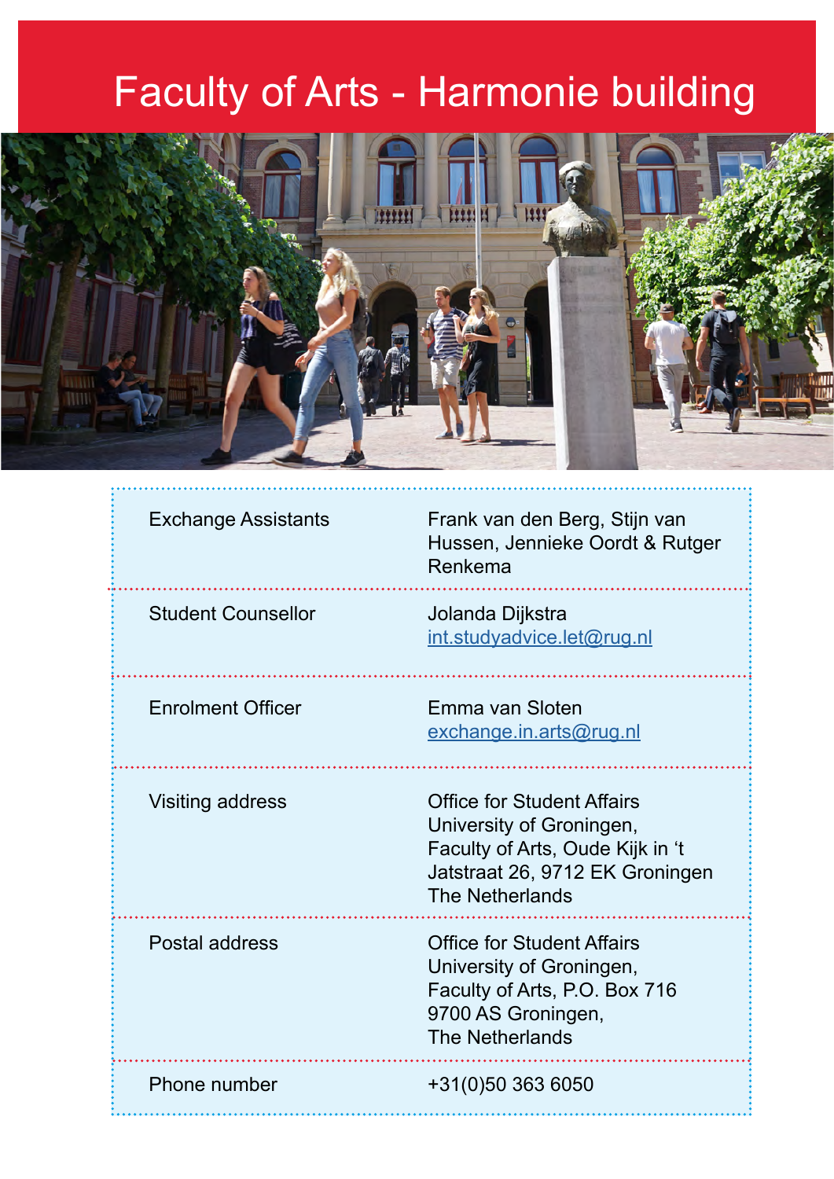# Faculty of Arts - Harmonie building

| | |
|---|---|
| Exchange Assistants | Frank van den Berg, Stijn van Hussen, Jennieke Oordt & Rutger Renkema |
| Student Counsellor | Jolanda Dijkstra<br>int.studyadvice.let@rug.nl |
| Enrolment Officer | Emma van Sloten<br>exchange.in.arts@rug.nl |
| Visiting address | Office for Student Affairs<br>University of Groningen,<br>Faculty of Arts, Oude Kijk in 't Jatstraat 26, 9712 EK Groningen<br>The Netherlands |
| Postal address | Office for Student Affairs<br>University of Groningen,<br>Faculty of Arts, P.O. Box 716<br>9700 AS Groningen,<br>The Netherlands |
| Phone number | +31(0)50 363 6050 |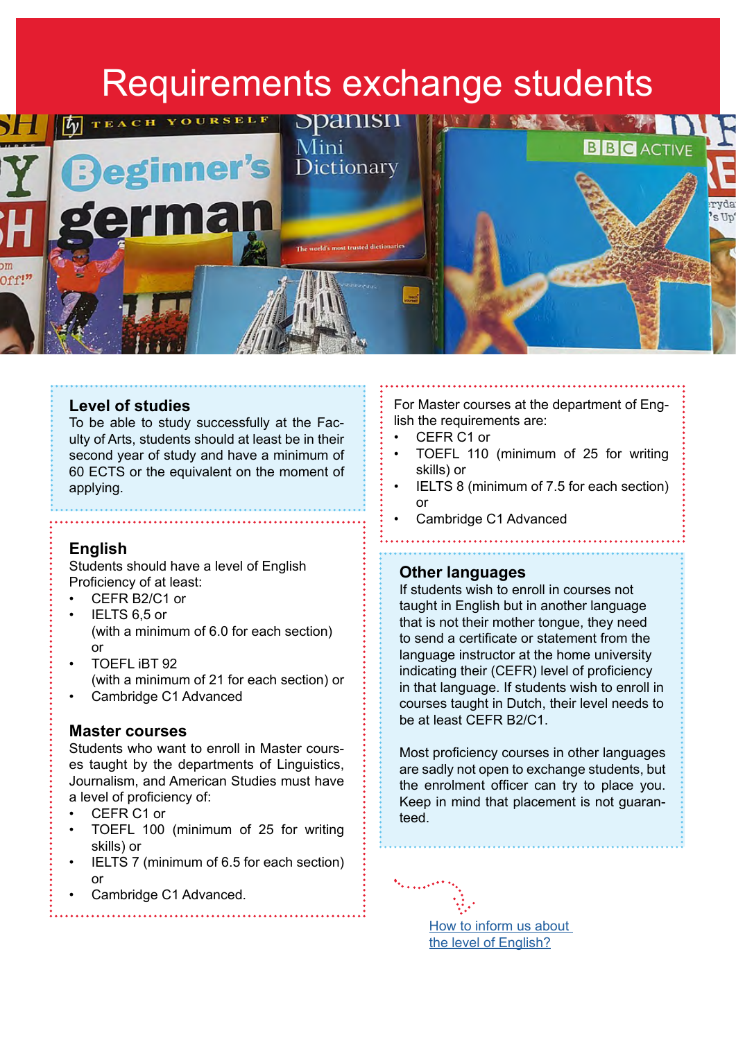# Requirements exchange students

## Level of studies

To be able to study successfully at the Faculty of Arts, students should at least be in their second year of study and have a minimum of 60 ECTS or the equivalent on the moment of applying.

## English

Students should have a level of English Proficiency of at least:

- CEFR B2/C1 or
- IELTS 6,5 or  
  (with a minimum of 6.0 for each section) or
- TOEFL iBT 92  
  (with a minimum of 21 for each section) or
- Cambridge C1 Advanced

## Master courses

Students who want to enroll in Master courses taught by the departments of Linguistics, Journalism, and American Studies must have a level of proficiency of:

- CEFR C1 or
- TOEFL 100 (minimum of 25 for writing skills) or
- IELTS 7 (minimum of 6.5 for each section) or
- Cambridge C1 Advanced.

For Master courses at the department of English the requirements are:

- CEFR C1 or
- TOEFL 110 (minimum of 25 for writing skills) or
- IELTS 8 (minimum of 7.5 for each section) or
- Cambridge C1 Advanced

## Other languages

If students wish to enroll in courses not taught in English but in another language that is not their mother tongue, they need to send a certificate or statement from the language instructor at the home university indicating their (CEFR) level of proficiency in that language. If students wish to enroll in courses taught in Dutch, their level needs to be at least CEFR B2/C1.

Most proficiency courses in other languages are sadly not open to exchange students, but the enrolment officer can try to place you. Keep in mind that placement is not guaranteed.

[How to inform us about the level of English?]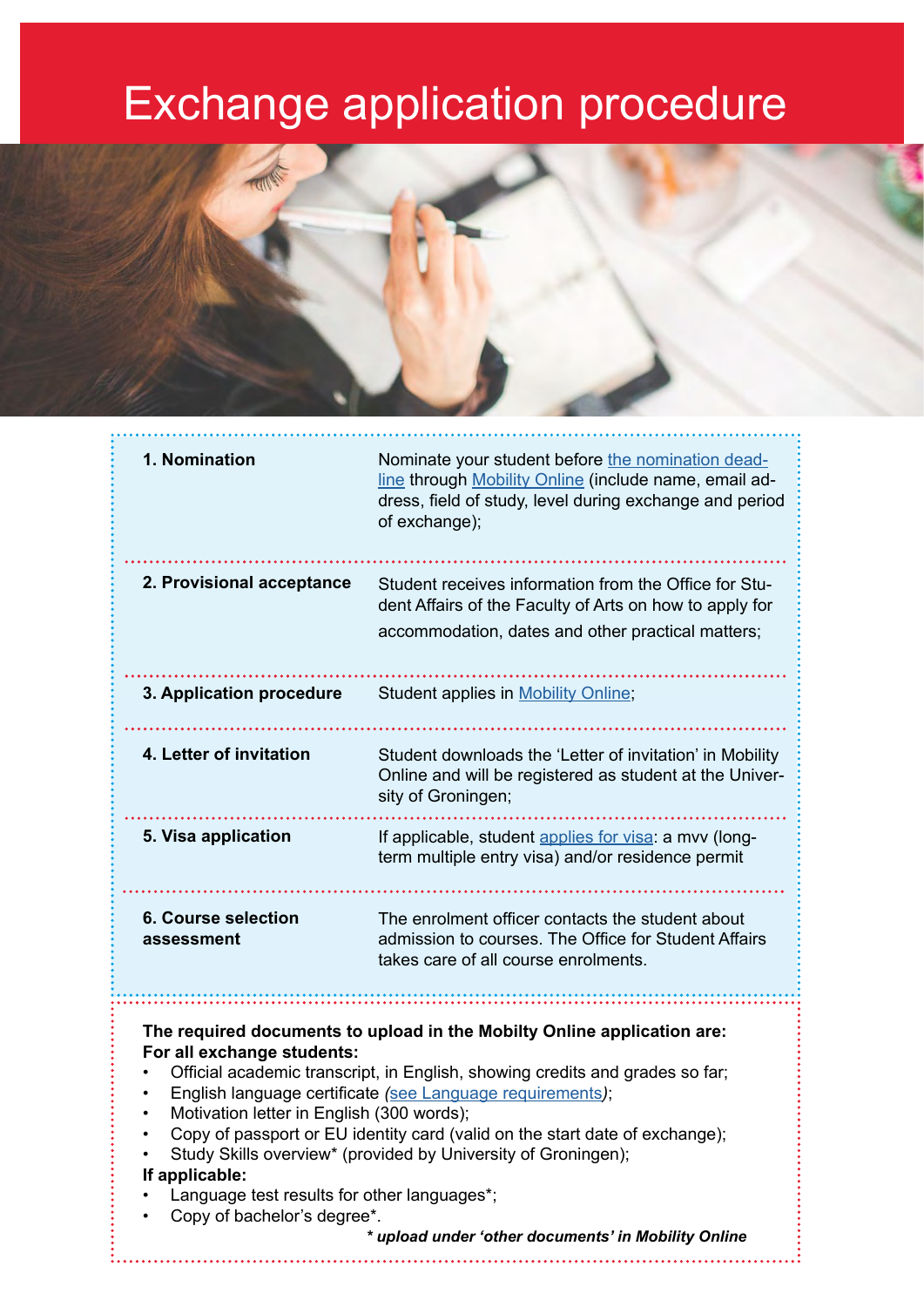# Exchange application procedure

| Step | Description |
| --- | --- |
| **1. Nomination** | Nominate your student before the nomination deadline through Mobility Online (include name, email address, field of study, level during exchange and period of exchange); |
| **2. Provisional acceptance** | Student receives information from the Office for Student Affairs of the Faculty of Arts on how to apply for accommodation, dates and other practical matters; |
| **3. Application procedure** | Student applies in Mobility Online; |
| **4. Letter of invitation** | Student downloads the 'Letter of invitation' in Mobility Online and will be registered as student at the University of Groningen; |
| **5. Visa application** | If applicable, student applies for visa: a mvv (long-term multiple entry visa) and/or residence permit |
| **6. Course selection assessment** | The enrolment officer contacts the student about admission to courses. The Office for Student Affairs takes care of all course enrolments. |

**The required documents to upload in the Mobilty Online application are:**
**For all exchange students:**

- Official academic transcript, in English, showing credits and grades so far;
- English language certificate *(see Language requirements)*;
- Motivation letter in English (300 words);
- Copy of passport or EU identity card (valid on the start date of exchange);
- Study Skills overview* (provided by University of Groningen);

**If applicable:**

- Language test results for other languages*;
- Copy of bachelor's degree*.

***\* upload under 'other documents' in Mobility Online***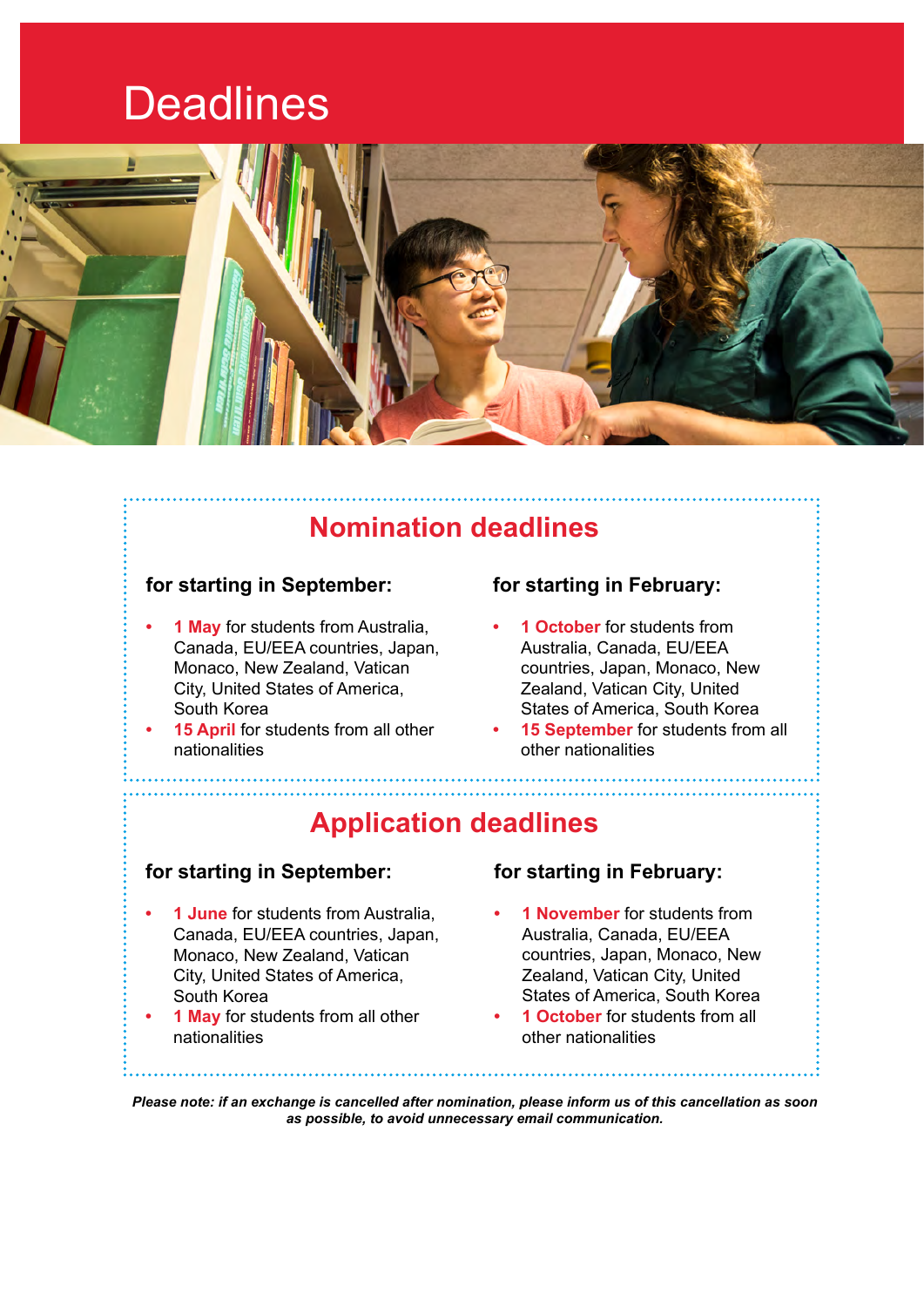# Deadlines

## Nomination deadlines

### for starting in September:

- **1 May** for students from Australia, Canada, EU/EEA countries, Japan, Monaco, New Zealand, Vatican City, United States of America, South Korea
- **15 April** for students from all other nationalities

### for starting in February:

- **1 October** for students from Australia, Canada, EU/EEA countries, Japan, Monaco, New Zealand, Vatican City, United States of America, South Korea
- **15 September** for students from all other nationalities

## Application deadlines

### for starting in September:

- **1 June** for students from Australia, Canada, EU/EEA countries, Japan, Monaco, New Zealand, Vatican City, United States of America, South Korea
- **1 May** for students from all other nationalities

### for starting in February:

- **1 November** for students from Australia, Canada, EU/EEA countries, Japan, Monaco, New Zealand, Vatican City, United States of America, South Korea
- **1 October** for students from all other nationalities

***Please note: if an exchange is cancelled after nomination, please inform us of this cancellation as soon as possible, to avoid unnecessary email communication.***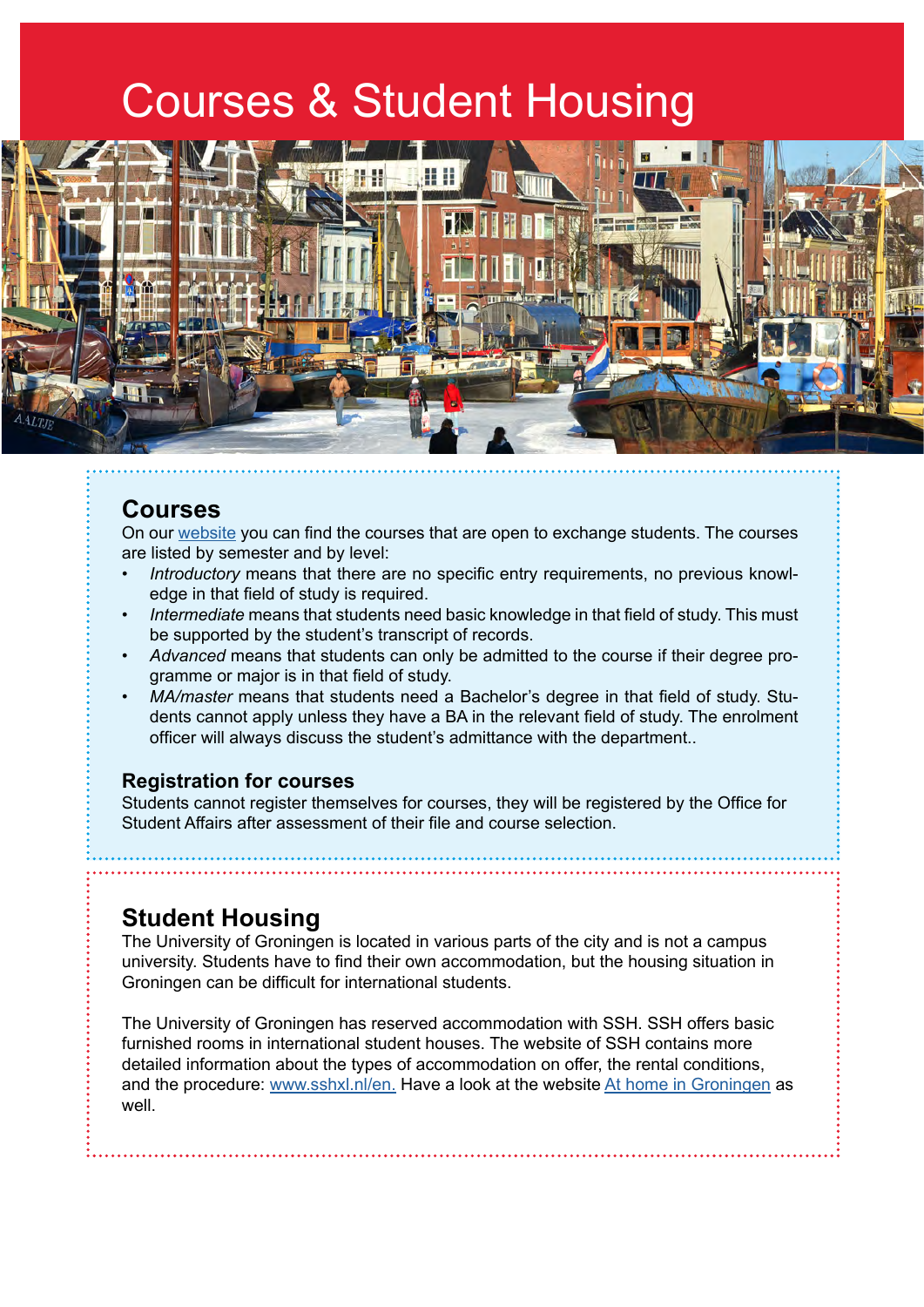# Courses & Student Housing

## Courses

On our [website](website) you can find the courses that are open to exchange students. The courses are listed by semester and by level:

- *Introductory* means that there are no specific entry requirements, no previous knowledge in that field of study is required.
- *Intermediate* means that students need basic knowledge in that field of study. This must be supported by the student's transcript of records.
- *Advanced* means that students can only be admitted to the course if their degree programme or major is in that field of study.
- *MA/master* means that students need a Bachelor's degree in that field of study. Students cannot apply unless they have a BA in the relevant field of study. The enrolment officer will always discuss the student's admittance with the department..

### Registration for courses

Students cannot register themselves for courses, they will be registered by the Office for Student Affairs after assessment of their file and course selection.

## Student Housing

The University of Groningen is located in various parts of the city and is not a campus university. Students have to find their own accommodation, but the housing situation in Groningen can be difficult for international students.

The University of Groningen has reserved accommodation with SSH. SSH offers basic furnished rooms in international student houses. The website of SSH contains more detailed information about the types of accommodation on offer, the rental conditions, and the procedure: www.sshxl.nl/en. Have a look at the website At home in Groningen as well.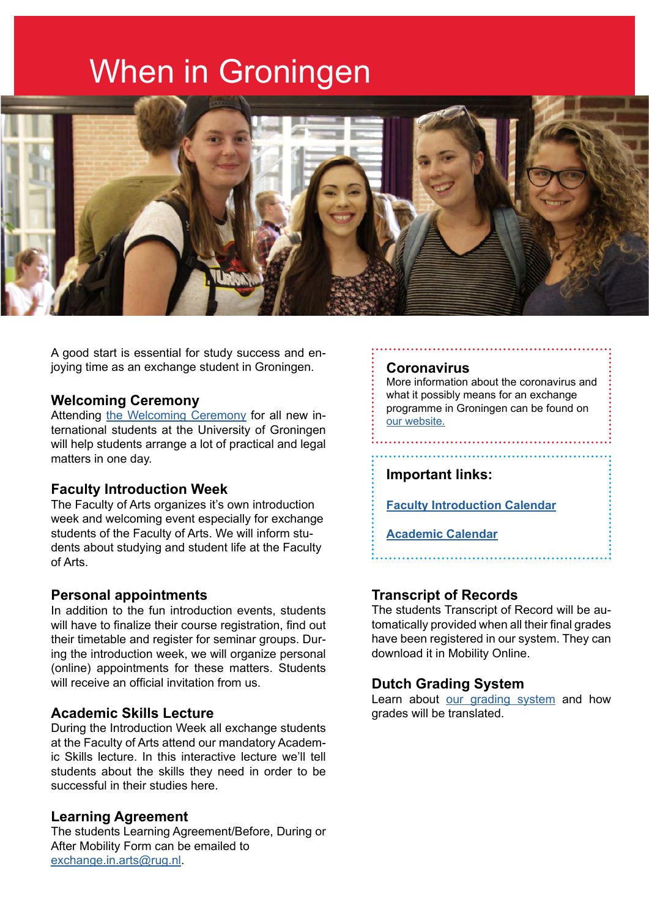# When in Groningen

A good start is essential for study success and enjoying time as an exchange student in Groningen.

## Welcoming Ceremony

Attending the Welcoming Ceremony for all new international students at the University of Groningen will help students arrange a lot of practical and legal matters in one day.

## Faculty Introduction Week

The Faculty of Arts organizes it's own introduction week and welcoming event especially for exchange students of the Faculty of Arts. We will inform students about studying and student life at the Faculty of Arts.

## Personal appointments

In addition to the fun introduction events, students will have to finalize their course registration, find out their timetable and register for seminar groups. During the introduction week, we will organize personal (online) appointments for these matters. Students will receive an official invitation from us.

## Academic Skills Lecture

During the Introduction Week all exchange students at the Faculty of Arts attend our mandatory Academic Skills lecture. In this interactive lecture we'll tell students about the skills they need in order to be successful in their studies here.

## Learning Agreement

The students Learning Agreement/Before, During or After Mobility Form can be emailed to exchange.in.arts@rug.nl.

## Coronavirus

More information about the coronavirus and what it possibly means for an exchange programme in Groningen can be found on our website.

## Important links:

**Faculty Introduction Calendar**

**Academic Calendar**

## Transcript of Records

The students Transcript of Record will be automatically provided when all their final grades have been registered in our system. They can download it in Mobility Online.

## Dutch Grading System

Learn about our grading system and how grades will be translated.